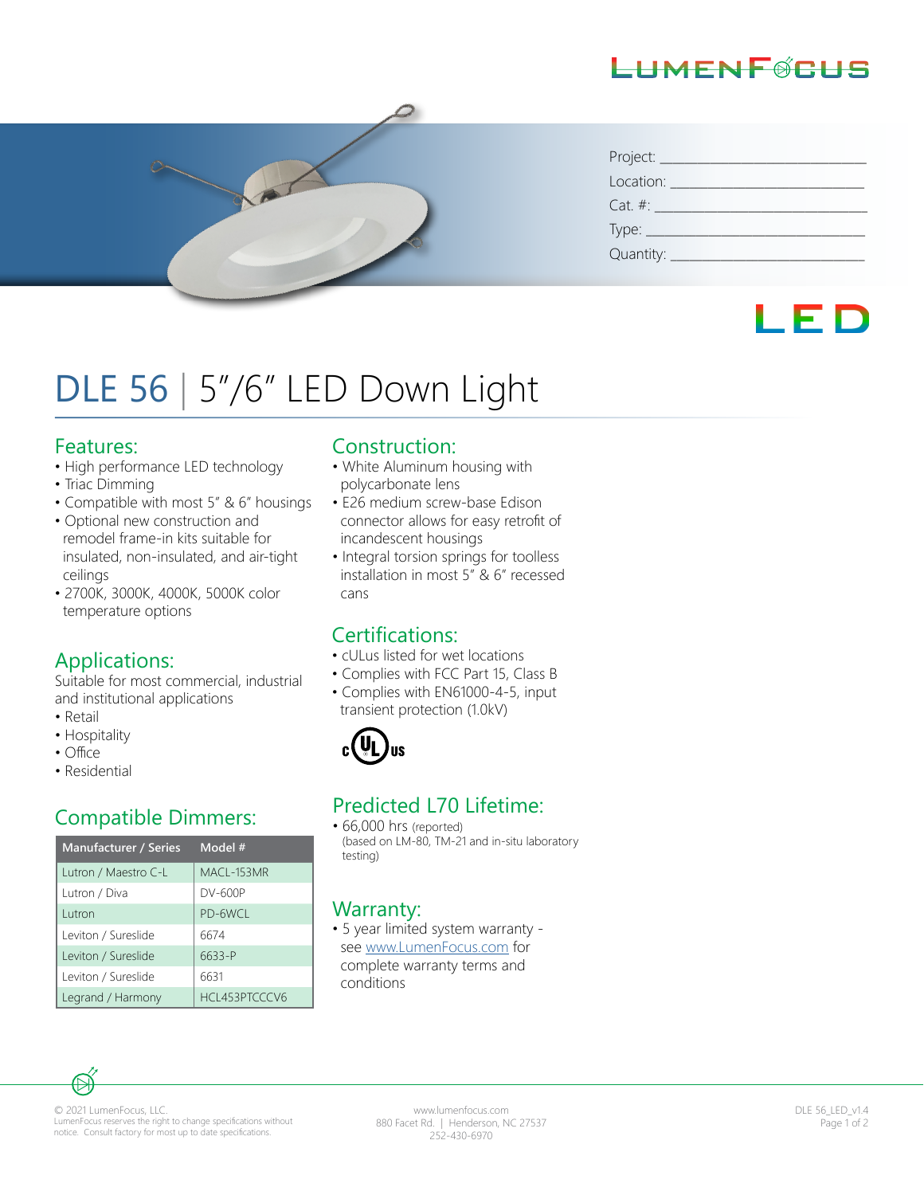LUMENFOCUS

Project: ___________________________

Location: __________________________

Cat. #: ____________________________

Type: ______________________________

Quantity: __________________________

LED

# DLE 56 | 5"/6" LED Down Light

## Features:

- High performance LED technology
- Triac Dimming
- Compatible with most 5" & 6" housings
- Optional new construction and remodel frame-in kits suitable for insulated, non-insulated, and air-tight ceilings
- 2700K, 3000K, 4000K, 5000K color temperature options

## Applications:

Suitable for most commercial, industrial and institutional applications

- Retail
- Hospitality
- Office
- Residential

## Compatible Dimmers:

| Manufacturer / Series | Model # |
|---|---|
| Lutron / Maestro C-L | MACL-153MR |
| Lutron / Diva | DV-600P |
| Lutron | PD-6WCL |
| Leviton / Sureslide | 6674 |
| Leviton / Sureslide | 6633-P |
| Leviton / Sureslide | 6631 |
| Legrand / Harmony | HCL453PTCCCV6 |

## Construction:

- White Aluminum housing with polycarbonate lens
- E26 medium screw-base Edison connector allows for easy retrofit of incandescent housings
- Integral torsion springs for toolless installation in most 5" & 6" recessed cans

## Certifications:

- cULus listed for wet locations
- Complies with FCC Part 15, Class B
- Complies with EN61000-4-5, input transient protection (1.0kV)

c UL us

## Predicted L70 Lifetime:

- 66,000 hrs (reported) (based on LM-80, TM-21 and in-situ laboratory testing)

## Warranty:

- 5 year limited system warranty - see www.LumenFocus.com for complete warranty terms and conditions

© 2021 LumenFocus, LLC.
LumenFocus reserves the right to change specifications without notice. Consult factory for most up to date specifications.

www.lumenfocus.com
880 Facet Rd. | Henderson, NC 27537
252-430-6970

DLE 56_LED_v1.4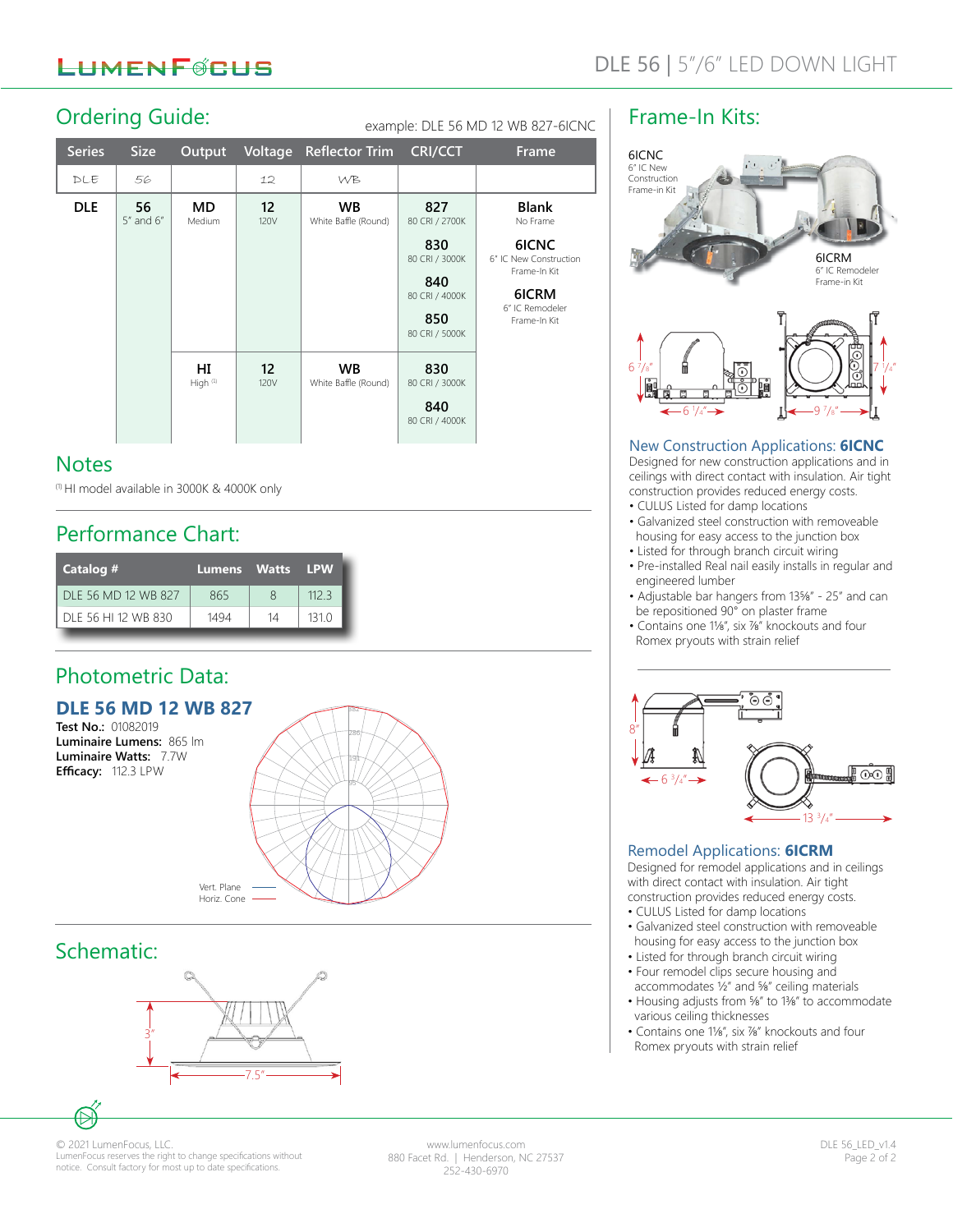## Ordering Guide:

example: DLE 56 MD 12 WB 827-6ICNC

| Series | Size | Output | Voltage | Reflector Trim | CRI/CCT | Frame |
|---|---|---|---|---|---|---|
| DLE | 56 | | 12 | WB | | |
| **DLE** | **56** 5" and 6" | **MD** Medium | **12** 120V | **WB** White Baffle (Round) | **827** 80 CRI / 2700K<br>**830** 80 CRI / 3000K<br>**840** 80 CRI / 4000K<br>**850** 80 CRI / 5000K | **Blank** No Frame<br>**6ICNC** 6" IC New Construction Frame-In Kit<br>**6ICRM** 6" IC Remodeler Frame-In Kit |
| | | **HI** High [1] | **12** 120V | **WB** White Baffle (Round) | **830** 80 CRI / 3000K<br>**840** 80 CRI / 4000K | |

## Notes

[1] HI model available in 3000K & 4000K only

## Performance Chart:

| Catalog # | Lumens | Watts | LPW |
|---|---|---|---|
| DLE 56 MD 12 WB 827 | 865 | 8 | 112.3 |
| DLE 56 HI 12 WB 830 | 1494 | 14 | 131.0 |

## Photometric Data:

### DLE 56 MD 12 WB 827

**Test No.:** 01082019
**Luminaire Lumens:** 865 lm
**Luminaire Watts:** 7.7W
**Efficacy:** 112.3 LPW

382
286
191
95

Vert. Plane
Horiz. Cone

## Schematic:

3"
7.5"

## Frame-In Kits:

6ICNC
6" IC New Construction Frame-in Kit

6ICRM
6" IC Remodeler Frame-in Kit

6 7/8"
6 1/4"
9 7/8"
7 1/4"

### New Construction Applications: 6ICNC

Designed for new construction applications and in ceilings with direct contact with insulation. Air tight construction provides reduced energy costs.

- CULUS Listed for damp locations
- Galvanized steel construction with removeable housing for easy access to the junction box
- Listed for through branch circuit wiring
- Pre-installed Real nail easily installs in regular and engineered lumber
- Adjustable bar hangers from 13⅝" - 25" and can be repositioned 90° on plaster frame
- Contains one 1⅛", six ⅞" knockouts and four Romex pryouts with strain relief

8"
6 3/4"
13 3/4"

### Remodel Applications: 6ICRM

Designed for remodel applications and in ceilings with direct contact with insulation. Air tight construction provides reduced energy costs.

- CULUS Listed for damp locations
- Galvanized steel construction with removeable housing for easy access to the junction box
- Listed for through branch circuit wiring
- Four remodel clips secure housing and accommodates ½" and ⅝" ceiling materials
- Housing adjusts from ⅝" to 1⅜" to accommodate various ceiling thicknesses
- Contains one 1⅛", six ⅞" knockouts and four Romex pryouts with strain relief

© 2021 LumenFocus, LLC.
LumenFocus reserves the right to change specifications without notice. Consult factory for most up to date specifications.

www.lumenfocus.com
880 Facet Rd. | Henderson, NC 27537
252-430-6970

DLE 56_LED_v1.4